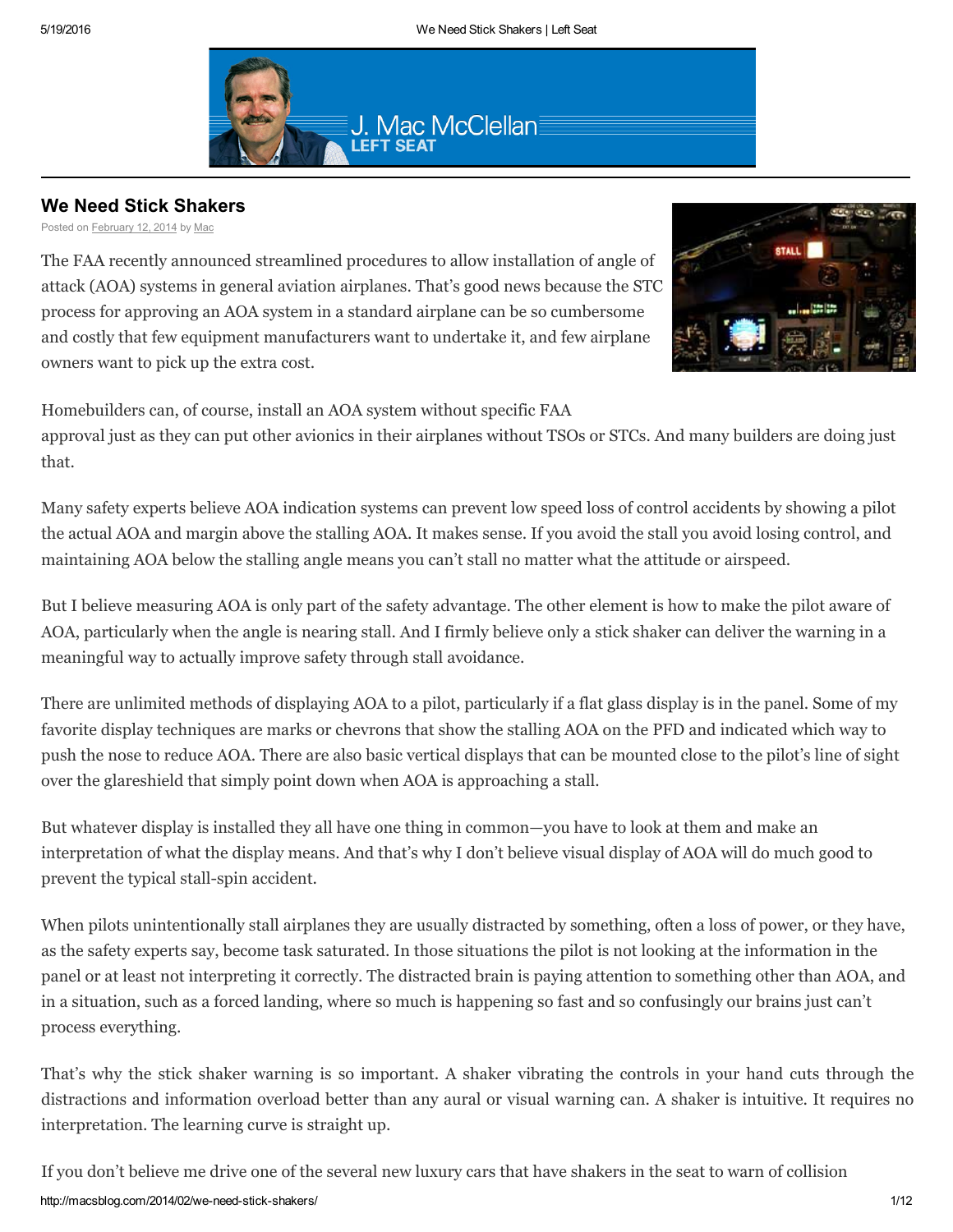# We Need Stick Shakers

Posted on February 12, 2014 by Mac

The FAA recently announced streamlined procedures to allow installation of angle of attack (AOA) systems in general aviation airplanes. That's good news because the STC process for approving an AOA system in a standard airplane can be so cumbersome and costly that few equipment manufacturers want to undertake it, and few airplane owners want to pick up the extra cost.

Homebuilders can, of course, install an AOA system without specific FAA approval just as they can put other avionics in their airplanes without TSOs or STCs. And many builders are doing just that.

Many safety experts believe AOA indication systems can prevent low speed loss of control accidents by showing a pilot the actual AOA and margin above the stalling AOA. It makes sense. If you avoid the stall you avoid losing control, and maintaining AOA below the stalling angle means you can't stall no matter what the attitude or airspeed.

But I believe measuring AOA is only part of the safety advantage. The other element is how to make the pilot aware of AOA, particularly when the angle is nearing stall. And I firmly believe only a stick shaker can deliver the warning in a meaningful way to actually improve safety through stall avoidance.

There are unlimited methods of displaying AOA to a pilot, particularly if a flat glass display is in the panel. Some of my favorite display techniques are marks or chevrons that show the stalling AOA on the PFD and indicated which way to push the nose to reduce AOA. There are also basic vertical displays that can be mounted close to the pilot's line of sight over the glareshield that simply point down when AOA is approaching a stall.

But whatever display is installed they all have one thing in common—you have to look at them and make an interpretation of what the display means. And that's why I don't believe visual display of AOA will do much good to prevent the typical stall-spin accident.

When pilots unintentionally stall airplanes they are usually distracted by something, often a loss of power, or they have, as the safety experts say, become task saturated. In those situations the pilot is not looking at the information in the panel or at least not interpreting it correctly. The distracted brain is paying attention to something other than AOA, and in a situation, such as a forced landing, where so much is happening so fast and so confusingly our brains just can't process everything.

That's why the stick shaker warning is so important. A shaker vibrating the controls in your hand cuts through the distractions and information overload better than any aural or visual warning can. A shaker is intuitive. It requires no interpretation. The learning curve is straight up.

If you don't believe me drive one of the several new luxury cars that have shakers in the seat to warn of collision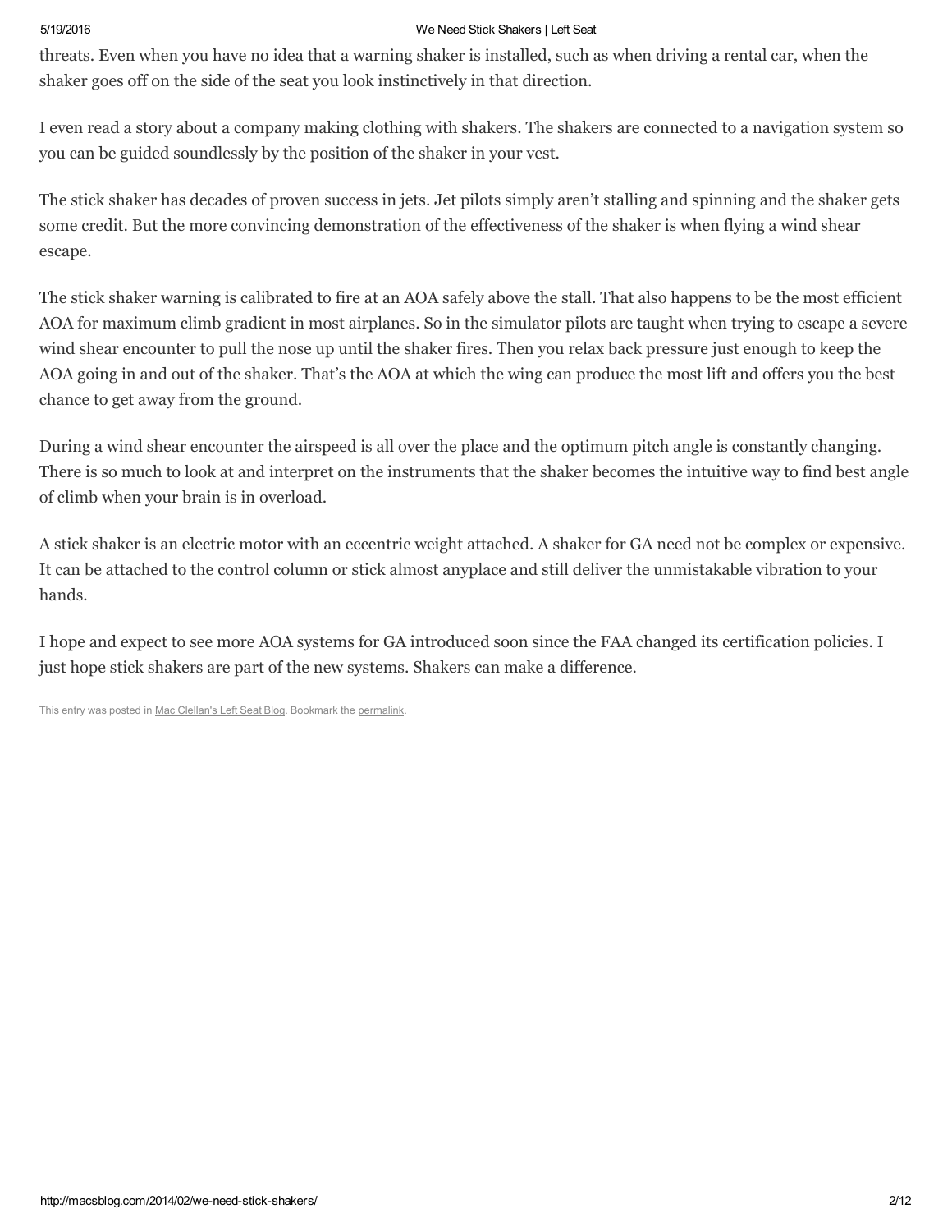threats. Even when you have no idea that a warning shaker is installed, such as when driving a rental car, when the shaker goes off on the side of the seat you look instinctively in that direction.

I even read a story about a company making clothing with shakers. The shakers are connected to a navigation system so you can be guided soundlessly by the position of the shaker in your vest.

The stick shaker has decades of proven success in jets. Jet pilots simply aren't stalling and spinning and the shaker gets some credit. But the more convincing demonstration of the effectiveness of the shaker is when flying a wind shear escape.

The stick shaker warning is calibrated to fire at an AOA safely above the stall. That also happens to be the most efficient AOA for maximum climb gradient in most airplanes. So in the simulator pilots are taught when trying to escape a severe wind shear encounter to pull the nose up until the shaker fires. Then you relax back pressure just enough to keep the AOA going in and out of the shaker. That's the AOA at which the wing can produce the most lift and offers you the best chance to get away from the ground.

During a wind shear encounter the airspeed is all over the place and the optimum pitch angle is constantly changing. There is so much to look at and interpret on the instruments that the shaker becomes the intuitive way to find best angle of climb when your brain is in overload.

A stick shaker is an electric motor with an eccentric weight attached. A shaker for GA need not be complex or expensive. It can be attached to the control column or stick almost anyplace and still deliver the unmistakable vibration to your hands.

I hope and expect to see more AOA systems for GA introduced soon since the FAA changed its certification policies. I just hope stick shakers are part of the new systems. Shakers can make a difference.

This entry was posted in Mac Clellan's Left Seat Blog. Bookmark the permalink.